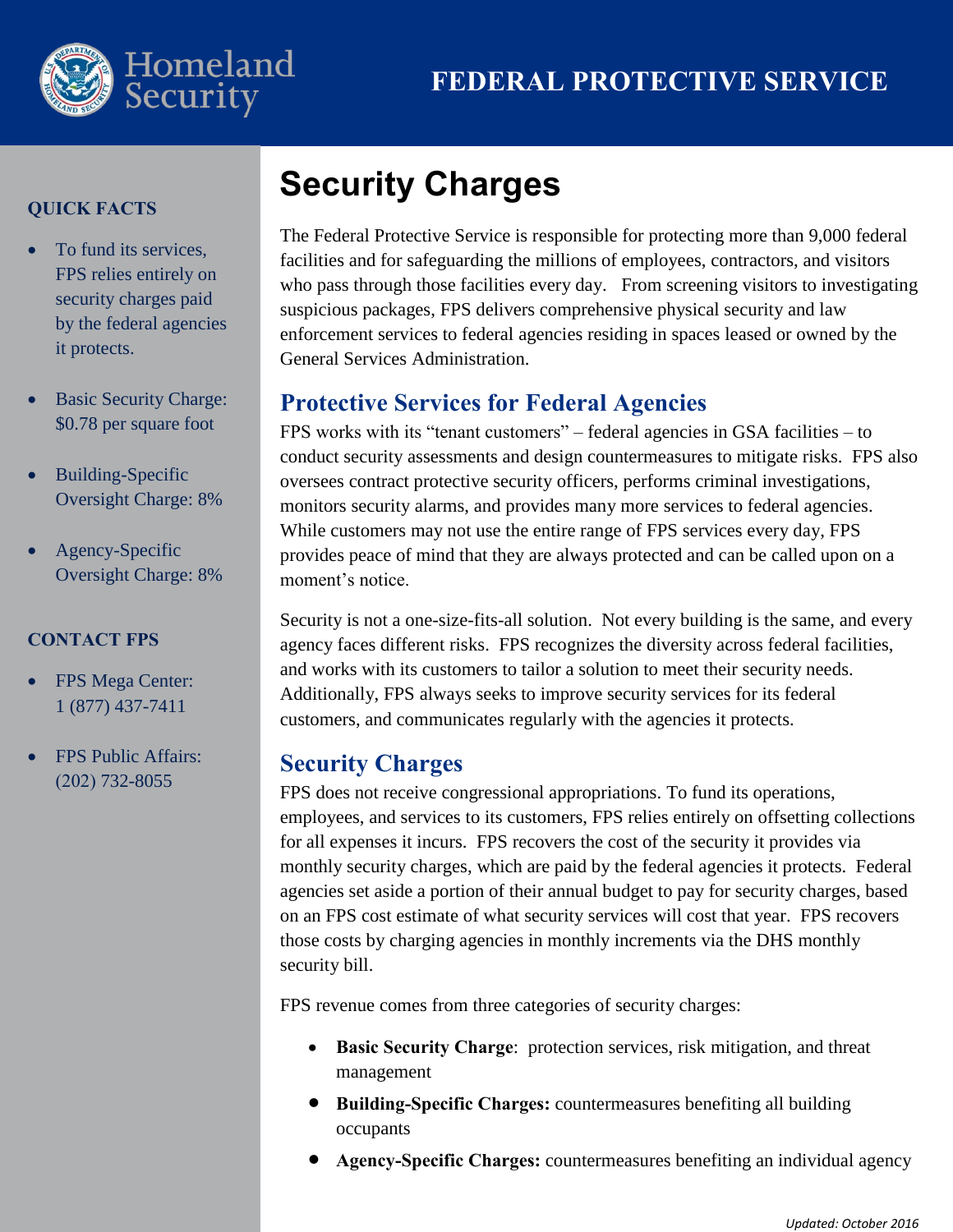Homeland Security

# FEDERAL PROTECTIVE SERVICE

**QUICK FACTS**

- To fund its services, FPS relies entirely on security charges paid by the federal agencies it protects.
- Basic Security Charge: $0.78 per square foot
- Building-Specific Oversight Charge: 8%
- Agency-Specific Oversight Charge: 8%

**CONTACT FPS**

- FPS Mega Center: 1 (877) 437-7411
- FPS Public Affairs: (202) 732-8055

# Security Charges

The Federal Protective Service is responsible for protecting more than 9,000 federal facilities and for safeguarding the millions of employees, contractors, and visitors who pass through those facilities every day. From screening visitors to investigating suspicious packages, FPS delivers comprehensive physical security and law enforcement services to federal agencies residing in spaces leased or owned by the General Services Administration.

## Protective Services for Federal Agencies

FPS works with its "tenant customers" – federal agencies in GSA facilities – to conduct security assessments and design countermeasures to mitigate risks. FPS also oversees contract protective security officers, performs criminal investigations, monitors security alarms, and provides many more services to federal agencies. While customers may not use the entire range of FPS services every day, FPS provides peace of mind that they are always protected and can be called upon on a moment's notice.

Security is not a one-size-fits-all solution. Not every building is the same, and every agency faces different risks. FPS recognizes the diversity across federal facilities, and works with its customers to tailor a solution to meet their security needs. Additionally, FPS always seeks to improve security services for its federal customers, and communicates regularly with the agencies it protects.

## Security Charges

FPS does not receive congressional appropriations. To fund its operations, employees, and services to its customers, FPS relies entirely on offsetting collections for all expenses it incurs. FPS recovers the cost of the security it provides via monthly security charges, which are paid by the federal agencies it protects. Federal agencies set aside a portion of their annual budget to pay for security charges, based on an FPS cost estimate of what security services will cost that year. FPS recovers those costs by charging agencies in monthly increments via the DHS monthly security bill.

FPS revenue comes from three categories of security charges:

- **Basic Security Charge**: protection services, risk mitigation, and threat management
- **Building-Specific Charges:** countermeasures benefiting all building occupants
- **Agency-Specific Charges:** countermeasures benefiting an individual agency

*Updated: October 2016*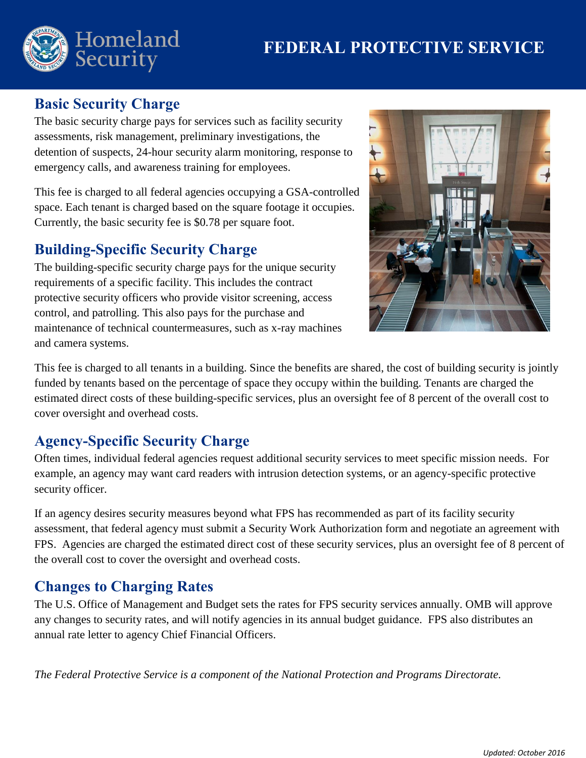# FEDERAL PROTECTIVE SERVICE

## Basic Security Charge

The basic security charge pays for services such as facility security assessments, risk management, preliminary investigations, the detention of suspects, 24-hour security alarm monitoring, response to emergency calls, and awareness training for employees.

This fee is charged to all federal agencies occupying a GSA-controlled space. Each tenant is charged based on the square footage it occupies. Currently, the basic security fee is $0.78 per square foot.

## Building-Specific Security Charge

The building-specific security charge pays for the unique security requirements of a specific facility. This includes the contract protective security officers who provide visitor screening, access control, and patrolling. This also pays for the purchase and maintenance of technical countermeasures, such as x-ray machines and camera systems.

This fee is charged to all tenants in a building. Since the benefits are shared, the cost of building security is jointly funded by tenants based on the percentage of space they occupy within the building. Tenants are charged the estimated direct costs of these building-specific services, plus an oversight fee of 8 percent of the overall cost to cover oversight and overhead costs.

## Agency-Specific Security Charge

Often times, individual federal agencies request additional security services to meet specific mission needs. For example, an agency may want card readers with intrusion detection systems, or an agency-specific protective security officer.

If an agency desires security measures beyond what FPS has recommended as part of its facility security assessment, that federal agency must submit a Security Work Authorization form and negotiate an agreement with FPS. Agencies are charged the estimated direct cost of these security services, plus an oversight fee of 8 percent of the overall cost to cover the oversight and overhead costs.

## Changes to Charging Rates

The U.S. Office of Management and Budget sets the rates for FPS security services annually. OMB will approve any changes to security rates, and will notify agencies in its annual budget guidance. FPS also distributes an annual rate letter to agency Chief Financial Officers.

*The Federal Protective Service is a component of the National Protection and Programs Directorate.*

*Updated: October 2016*